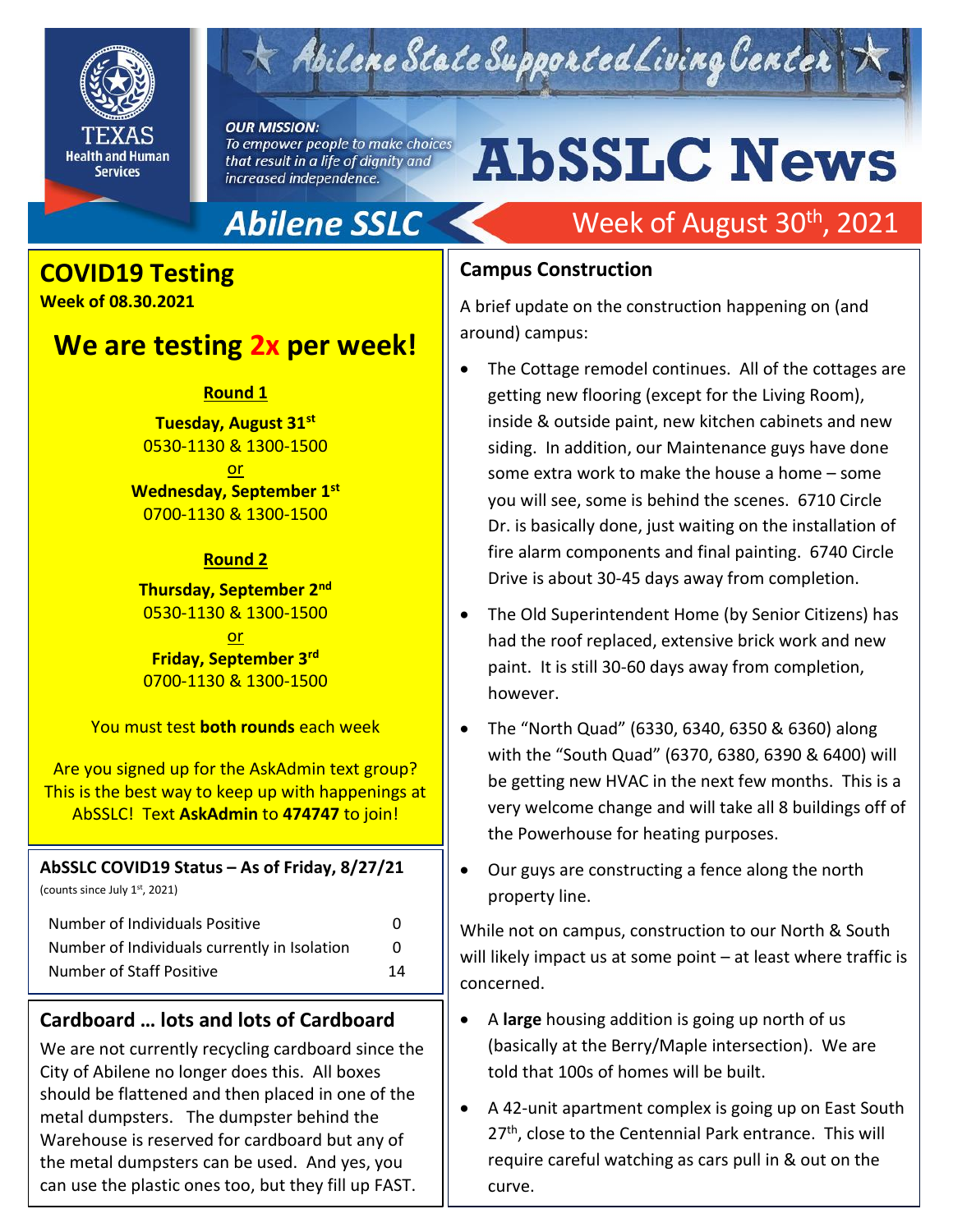# Abilene State Supported Living Center

**TEXAS Health and Human Services**

*OUR MISSION: To empower people to make choices that result in a life of dignity and increased independence.*

# AbSSLC News

**Abilene SSLC** — Week of August 30th, 2021

## COVID19 Testing

**Week of 08.30.2021**

### We are testing 2x per week!

**Round 1**

**Tuesday, August 31st**
0530-1130 & 1300-1500
or
**Wednesday, September 1st**
0700-1130 & 1300-1500

**Round 2**

**Thursday, September 2nd**
0530-1130 & 1300-1500
or
**Friday, September 3rd**
0700-1130 & 1300-1500

You must test **both rounds** each week

Are you signed up for the AskAdmin text group? This is the best way to keep up with happenings at AbSSLC! Text **AskAdmin** to **474747** to join!

### AbSSLC COVID19 Status – As of Friday, 8/27/21

(counts since July 1st, 2021)

| | |
|---|---|
| Number of Individuals Positive | 0 |
| Number of Individuals currently in Isolation | 0 |
| Number of Staff Positive | 14 |

### Cardboard … lots and lots of Cardboard

We are not currently recycling cardboard since the City of Abilene no longer does this. All boxes should be flattened and then placed in one of the metal dumpsters. The dumpster behind the Warehouse is reserved for cardboard but any of the metal dumpsters can be used. And yes, you can use the plastic ones too, but they fill up FAST.

### Campus Construction

A brief update on the construction happening on (and around) campus:

- The Cottage remodel continues. All of the cottages are getting new flooring (except for the Living Room), inside & outside paint, new kitchen cabinets and new siding. In addition, our Maintenance guys have done some extra work to make the house a home – some you will see, some is behind the scenes. 6710 Circle Dr. is basically done, just waiting on the installation of fire alarm components and final painting. 6740 Circle Drive is about 30-45 days away from completion.
- The Old Superintendent Home (by Senior Citizens) has had the roof replaced, extensive brick work and new paint. It is still 30-60 days away from completion, however.
- The "North Quad" (6330, 6340, 6350 & 6360) along with the "South Quad" (6370, 6380, 6390 & 6400) will be getting new HVAC in the next few months. This is a very welcome change and will take all 8 buildings off of the Powerhouse for heating purposes.
- Our guys are constructing a fence along the north property line.

While not on campus, construction to our North & South will likely impact us at some point – at least where traffic is concerned.

- A **large** housing addition is going up north of us (basically at the Berry/Maple intersection). We are told that 100s of homes will be built.
- A 42-unit apartment complex is going up on East South 27th, close to the Centennial Park entrance. This will require careful watching as cars pull in & out on the curve.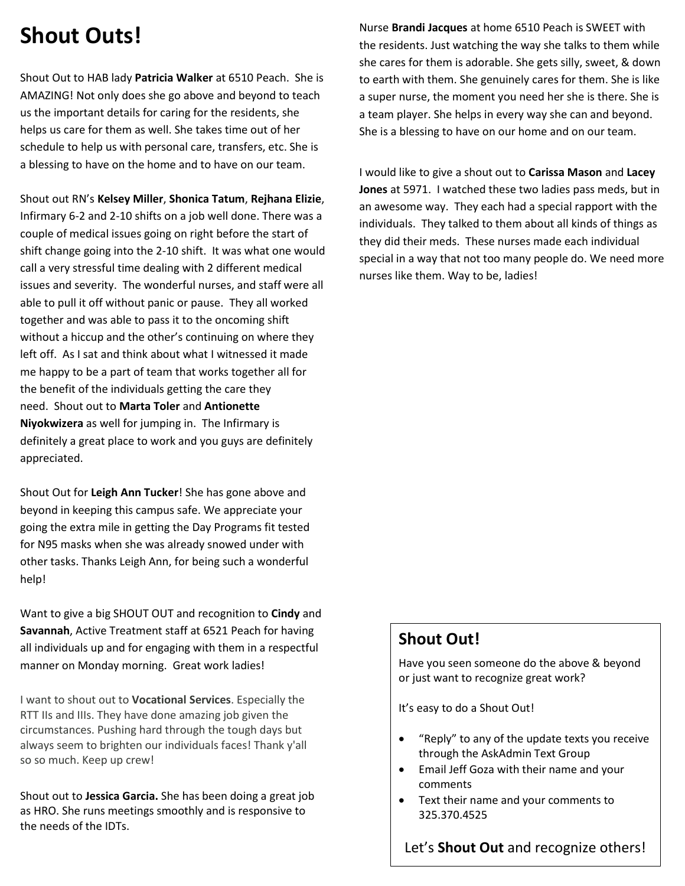# Shout Outs!

Shout Out to HAB lady **Patricia Walker** at 6510 Peach. She is AMAZING! Not only does she go above and beyond to teach us the important details for caring for the residents, she helps us care for them as well. She takes time out of her schedule to help us with personal care, transfers, etc. She is a blessing to have on the home and to have on our team.

Shout out RN's **Kelsey Miller**, **Shonica Tatum**, **Rejhana Elizie**, Infirmary 6-2 and 2-10 shifts on a job well done. There was a couple of medical issues going on right before the start of shift change going into the 2-10 shift. It was what one would call a very stressful time dealing with 2 different medical issues and severity. The wonderful nurses, and staff were all able to pull it off without panic or pause. They all worked together and was able to pass it to the oncoming shift without a hiccup and the other's continuing on where they left off. As I sat and think about what I witnessed it made me happy to be a part of team that works together all for the benefit of the individuals getting the care they need. Shout out to **Marta Toler** and **Antionette Niyokwizera** as well for jumping in. The Infirmary is definitely a great place to work and you guys are definitely appreciated.

Shout Out for **Leigh Ann Tucker**! She has gone above and beyond in keeping this campus safe. We appreciate your going the extra mile in getting the Day Programs fit tested for N95 masks when she was already snowed under with other tasks. Thanks Leigh Ann, for being such a wonderful help!

Want to give a big SHOUT OUT and recognition to **Cindy** and **Savannah**, Active Treatment staff at 6521 Peach for having all individuals up and for engaging with them in a respectful manner on Monday morning. Great work ladies!

I want to shout out to **Vocational Services**. Especially the RTT IIs and IIIs. They have done amazing job given the circumstances. Pushing hard through the tough days but always seem to brighten our individuals faces! Thank y'all so so much. Keep up crew!

Shout out to **Jessica Garcia.** She has been doing a great job as HRO. She runs meetings smoothly and is responsive to the needs of the IDTs.

Nurse **Brandi Jacques** at home 6510 Peach is SWEET with the residents. Just watching the way she talks to them while she cares for them is adorable. She gets silly, sweet, & down to earth with them. She genuinely cares for them. She is like a super nurse, the moment you need her she is there. She is a team player. She helps in every way she can and beyond. She is a blessing to have on our home and on our team.

I would like to give a shout out to **Carissa Mason** and **Lacey Jones** at 5971. I watched these two ladies pass meds, but in an awesome way. They each had a special rapport with the individuals. They talked to them about all kinds of things as they did their meds. These nurses made each individual special in a way that not too many people do. We need more nurses like them. Way to be, ladies!

## Shout Out!

Have you seen someone do the above & beyond or just want to recognize great work?

It's easy to do a Shout Out!

- "Reply" to any of the update texts you receive through the AskAdmin Text Group
- Email Jeff Goza with their name and your comments
- Text their name and your comments to 325.370.4525

Let's **Shout Out** and recognize others!